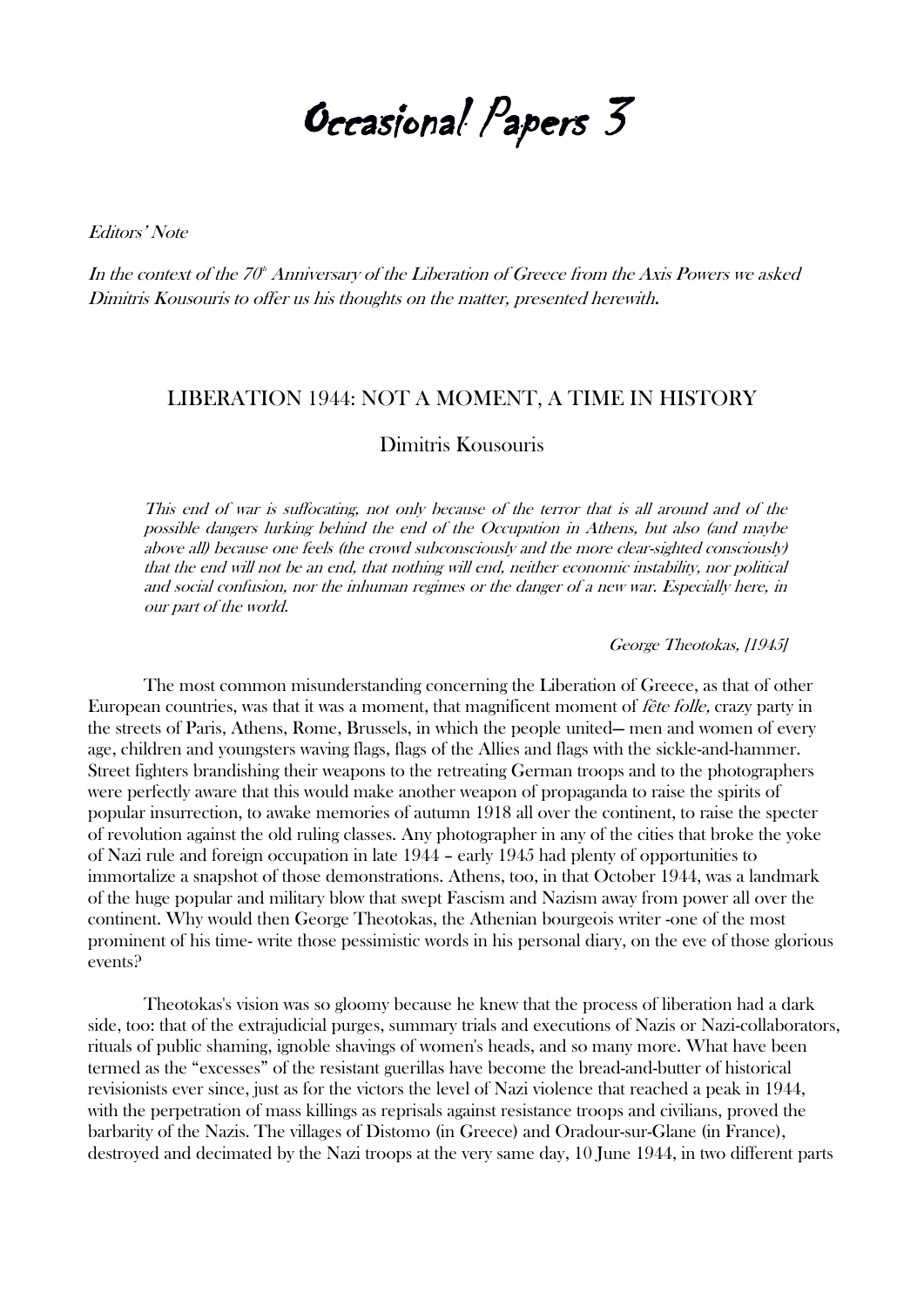# Occasional Papers 3

*Editors' Note*

*In the context of the 70th Anniversary of the Liberation of Greece from the Axis Powers we asked Dimitris Kousouris to offer us his thoughts on the matter, presented herewith.*

## LIBERATION 1944: NOT A MOMENT, A TIME IN HISTORY

### Dimitris Kousouris

> *This end of war is suffocating, not only because of the terror that is all around and of the possible dangers lurking behind the end of the Occupation in Athens, but also (and maybe above all) because one feels (the crowd subconsciously and the more clear-sighted consciously) that the end will not be an end, that nothing will end, neither economic instability, nor political and social confusion, nor the inhuman regimes or the danger of a new war. Especially here, in our part of the world.*
>
> *George Theotokas, [1945]*

The most common misunderstanding concerning the Liberation of Greece, as that of other European countries, was that it was a moment, that magnificent moment of *fête folle,* crazy party in the streets of Paris, Athens, Rome, Brussels, in which the people united— men and women of every age, children and youngsters waving flags, flags of the Allies and flags with the sickle-and-hammer. Street fighters brandishing their weapons to the retreating German troops and to the photographers were perfectly aware that this would make another weapon of propaganda to raise the spirits of popular insurrection, to awake memories of autumn 1918 all over the continent, to raise the specter of revolution against the old ruling classes. Any photographer in any of the cities that broke the yoke of Nazi rule and foreign occupation in late 1944 – early 1945 had plenty of opportunities to immortalize a snapshot of those demonstrations. Athens, too, in that October 1944, was a landmark of the huge popular and military blow that swept Fascism and Nazism away from power all over the continent. Why would then George Theotokas, the Athenian bourgeois writer -one of the most prominent of his time- write those pessimistic words in his personal diary, on the eve of those glorious events?

Theotokas's vision was so gloomy because he knew that the process of liberation had a dark side, too: that of the extrajudicial purges, summary trials and executions of Nazis or Nazi-collaborators, rituals of public shaming, ignoble shavings of women's heads, and so many more. What have been termed as the "excesses" of the resistant guerillas have become the bread-and-butter of historical revisionists ever since, just as for the victors the level of Nazi violence that reached a peak in 1944, with the perpetration of mass killings as reprisals against resistance troops and civilians, proved the barbarity of the Nazis. The villages of Distomo (in Greece) and Oradour-sur-Glane (in France), destroyed and decimated by the Nazi troops at the very same day, 10 June 1944, in two different parts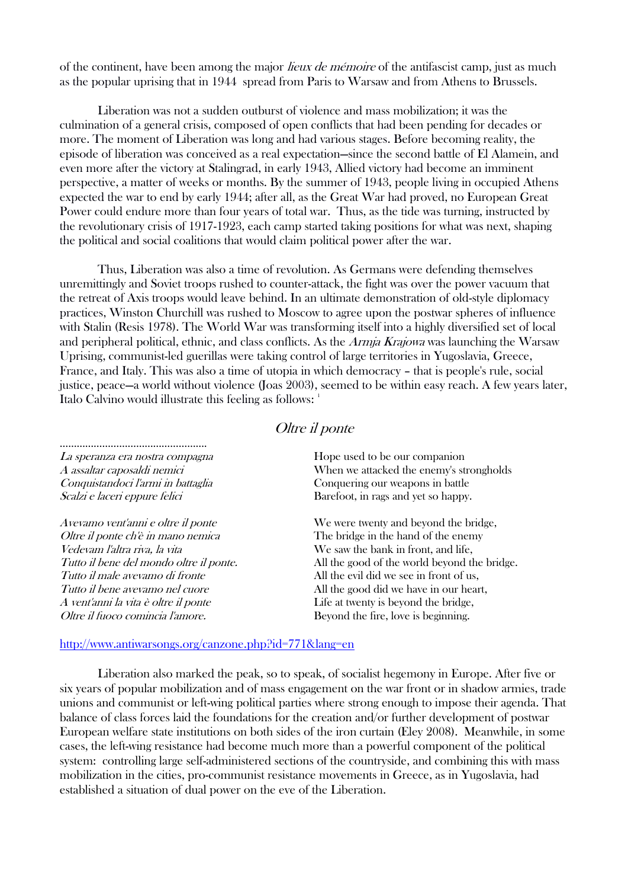of the continent, have been among the major *lieux de mémoire* of the antifascist camp, just as much as the popular uprising that in 1944 spread from Paris to Warsaw and from Athens to Brussels.

Liberation was not a sudden outburst of violence and mass mobilization; it was the culmination of a general crisis, composed of open conflicts that had been pending for decades or more. The moment of Liberation was long and had various stages. Before becoming reality, the episode of liberation was conceived as a real expectation—since the second battle of El Alamein, and even more after the victory at Stalingrad, in early 1943, Allied victory had become an imminent perspective, a matter of weeks or months. By the summer of 1943, people living in occupied Athens expected the war to end by early 1944; after all, as the Great War had proved, no European Great Power could endure more than four years of total war. Thus, as the tide was turning, instructed by the revolutionary crisis of 1917-1923, each camp started taking positions for what was next, shaping the political and social coalitions that would claim political power after the war.

Thus, Liberation was also a time of revolution. As Germans were defending themselves unremittingly and Soviet troops rushed to counter-attack, the fight was over the power vacuum that the retreat of Axis troops would leave behind. In an ultimate demonstration of old-style diplomacy practices, Winston Churchill was rushed to Moscow to agree upon the postwar spheres of influence with Stalin (Resis 1978). The World War was transforming itself into a highly diversified set of local and peripheral political, ethnic, and class conflicts. As the *Armja Krajowa* was launching the Warsaw Uprising, communist-led guerillas were taking control of large territories in Yugoslavia, Greece, France, and Italy. This was also a time of utopia in which democracy – that is people's rule, social justice, peace—a world without violence (Joas 2003), seemed to be within easy reach. A few years later, Italo Calvino would illustrate this feeling as follows: [1]

*Oltre il ponte*

| ..................................................... | |
|---|---|
| *La speranza era nostra compagna* | Hope used to be our companion |
| *A assaltar caposaldi nemici* | When we attacked the enemy's strongholds |
| *Conquistandoci l'armi in battaglia* | Conquering our weapons in battle |
| *Scalzi e laceri eppure felici* | Barefoot, in rags and yet so happy. |
| | |
| *Avevamo vent'anni e oltre il ponte* | We were twenty and beyond the bridge, |
| *Oltre il ponte ch'è in mano nemica* | The bridge in the hand of the enemy |
| *Vedevam l'altra riva, la vita* | We saw the bank in front, and life, |
| *Tutto il bene del mondo oltre il ponte.* | All the good of the world beyond the bridge. |
| *Tutto il male avevamo di fronte* | All the evil did we see in front of us, |
| *Tutto il bene avevamo nel cuore* | All the good did we have in our heart, |
| *A vent'anni la vita è oltre il ponte* | Life at twenty is beyond the bridge, |
| *Oltre il fuoco comincia l'amore.* | Beyond the fire, love is beginning. |

http://www.antiwarsongs.org/canzone.php?id=771&lang=en

Liberation also marked the peak, so to speak, of socialist hegemony in Europe. After five or six years of popular mobilization and of mass engagement on the war front or in shadow armies, trade unions and communist or left-wing political parties where strong enough to impose their agenda. That balance of class forces laid the foundations for the creation and/or further development of postwar European welfare state institutions on both sides of the iron curtain (Eley 2008). Meanwhile, in some cases, the left-wing resistance had become much more than a powerful component of the political system: controlling large self-administered sections of the countryside, and combining this with mass mobilization in the cities, pro-communist resistance movements in Greece, as in Yugoslavia, had established a situation of dual power on the eve of the Liberation.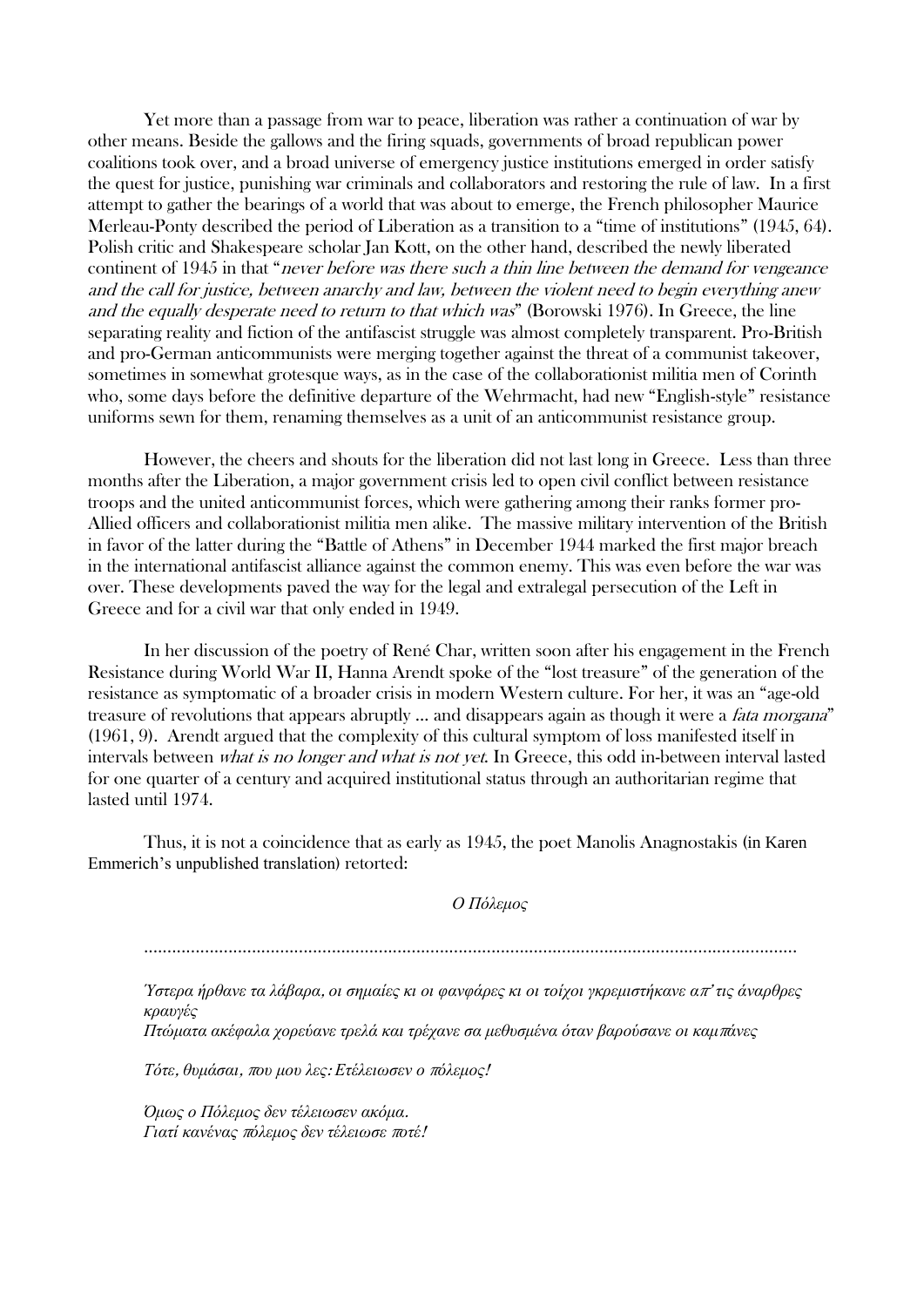Yet more than a passage from war to peace, liberation was rather a continuation of war by other means. Beside the gallows and the firing squads, governments of broad republican power coalitions took over, and a broad universe of emergency justice institutions emerged in order satisfy the quest for justice, punishing war criminals and collaborators and restoring the rule of law. In a first attempt to gather the bearings of a world that was about to emerge, the French philosopher Maurice Merleau-Ponty described the period of Liberation as a transition to a "time of institutions" (1945, 64). Polish critic and Shakespeare scholar Jan Kott, on the other hand, described the newly liberated continent of 1945 in that "*never before was there such a thin line between the demand for vengeance and the call for justice, between anarchy and law, between the violent need to begin everything anew and the equally desperate need to return to that which was*" (Borowski 1976). In Greece, the line separating reality and fiction of the antifascist struggle was almost completely transparent. Pro-British and pro-German anticommunists were merging together against the threat of a communist takeover, sometimes in somewhat grotesque ways, as in the case of the collaborationist militia men of Corinth who, some days before the definitive departure of the Wehrmacht, had new "English-style" resistance uniforms sewn for them, renaming themselves as a unit of an anticommunist resistance group.

However, the cheers and shouts for the liberation did not last long in Greece. Less than three months after the Liberation, a major government crisis led to open civil conflict between resistance troops and the united anticommunist forces, which were gathering among their ranks former pro-Allied officers and collaborationist militia men alike. The massive military intervention of the British in favor of the latter during the "Battle of Athens" in December 1944 marked the first major breach in the international antifascist alliance against the common enemy. This was even before the war was over. These developments paved the way for the legal and extralegal persecution of the Left in Greece and for a civil war that only ended in 1949.

In her discussion of the poetry of René Char, written soon after his engagement in the French Resistance during World War II, Hanna Arendt spoke of the "lost treasure" of the generation of the resistance as symptomatic of a broader crisis in modern Western culture. For her, it was an "age-old treasure of revolutions that appears abruptly ... and disappears again as though it were a *fata morgana*" (1961, 9). Arendt argued that the complexity of this cultural symptom of loss manifested itself in intervals between *what is no longer and what is not yet*. In Greece, this odd in-between interval lasted for one quarter of a century and acquired institutional status through an authoritarian regime that lasted until 1974.

Thus, it is not a coincidence that as early as 1945, the poet Manolis Anagnostakis (in Karen Emmerich's unpublished translation) retorted:

*Ο Πόλεμος*

..........................................................................................................................................

*Ύστερα ήρθανε τα λάβαρα, οι σημαίες κι οι φανφάρες κι οι τοίχοι γκρεμιστήκανε απ' τις άναρθρες κραυγές*
*Πτώματα ακέφαλα χορεύανε τρελά και τρέχανε σα μεθυσμένα όταν βαρούσανε οι καμπάνες*

*Τότε, θυμάσαι, που μου λες: Ετέλειωσεν ο πόλεμος!*

*Όμως ο Πόλεμος δεν τέλειωσεν ακόμα.*
*Γιατί κανένας πόλεμος δεν τέλειωσε ποτέ!*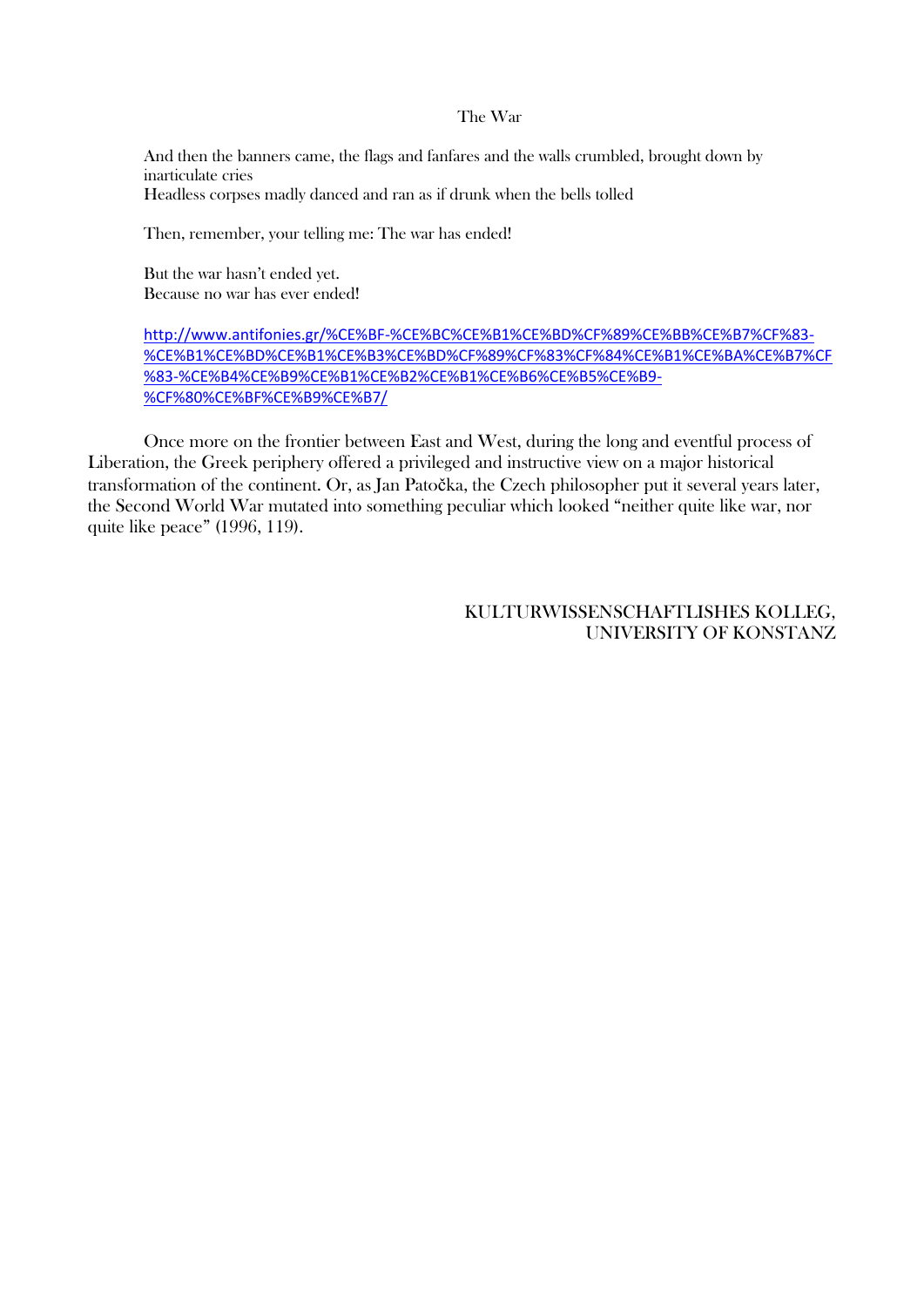The War

> And then the banners came, the flags and fanfares and the walls crumbled, brought down by inarticulate cries
> Headless corpses madly danced and ran as if drunk when the bells tolled
>
> Then, remember, your telling me: The war has ended!
>
> But the war hasn't ended yet.
> Because no war has ever ended!
>
> http://www.antifonies.gr/%CE%BF-%CE%BC%CE%B1%CE%BD%CF%89%CE%BB%CE%B7%CF%83-%CE%B1%CE%BD%CE%B1%CE%B3%CE%BD%CF%89%CF%83%CF%84%CE%B1%CE%BA%CE%B7%CF%83-%CE%B4%CE%B9%CE%B1%CE%B2%CE%B1%CE%B6%CE%B5%CE%B9-%CF%80%CE%BF%CE%B9%CE%B7/

Once more on the frontier between East and West, during the long and eventful process of Liberation, the Greek periphery offered a privileged and instructive view on a major historical transformation of the continent. Or, as Jan Patočka, the Czech philosopher put it several years later, the Second World War mutated into something peculiar which looked "neither quite like war, nor quite like peace" (1996, 119).

KULTURWISSENSCHAFTLISHES KOLLEG,
UNIVERSITY OF KONSTANZ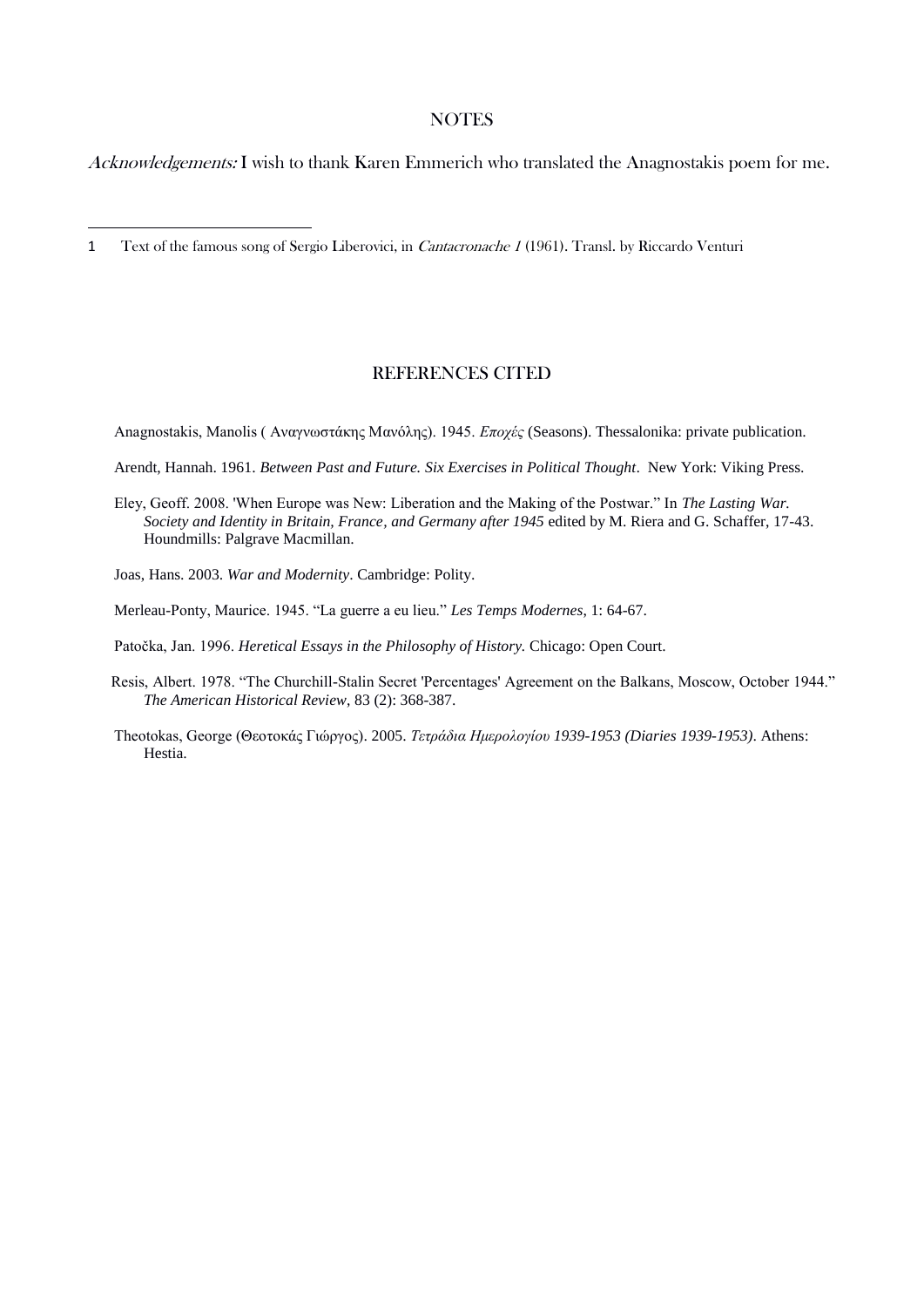## NOTES

*Acknowledgements:* I wish to thank Karen Emmerich who translated the Anagnostakis poem for me.

1 Text of the famous song of Sergio Liberovici, in *Cantacronache 1* (1961). Transl. by Riccardo Venturi

## REFERENCES CITED

Anagnostakis, Manolis ( Αναγνωστάκης Μανόλης). 1945. *Εποχές* (Seasons). Thessalonika: private publication.

Arendt, Hannah. 1961. *Between Past and Future. Six Exercises in Political Thought*. New York: Viking Press.

Eley, Geoff. 2008. 'When Europe was New: Liberation and the Making of the Postwar." In *The Lasting War. Society and Identity in Britain, France, and Germany after 1945* edited by M. Riera and G. Schaffer, 17-43. Houndmills: Palgrave Macmillan.

Joas, Hans. 2003. *War and Modernity*. Cambridge: Polity.

Merleau-Ponty, Maurice. 1945. "La guerre a eu lieu." *Les Temps Modernes,* 1: 64-67.

Patočka, Jan. 1996. *Heretical Essays in the Philosophy of History.* Chicago: Open Court.

Resis, Albert. 1978. "The Churchill-Stalin Secret 'Percentages' Agreement on the Balkans, Moscow, October 1944." *The American Historical Review*, 83 (2): 368-387.

Theotokas, George (Θεοτοκάς Γιώργος). 2005. *Τετράδια Ημερολογίου 1939-1953 (Diaries 1939-1953)*. Athens: Hestia.